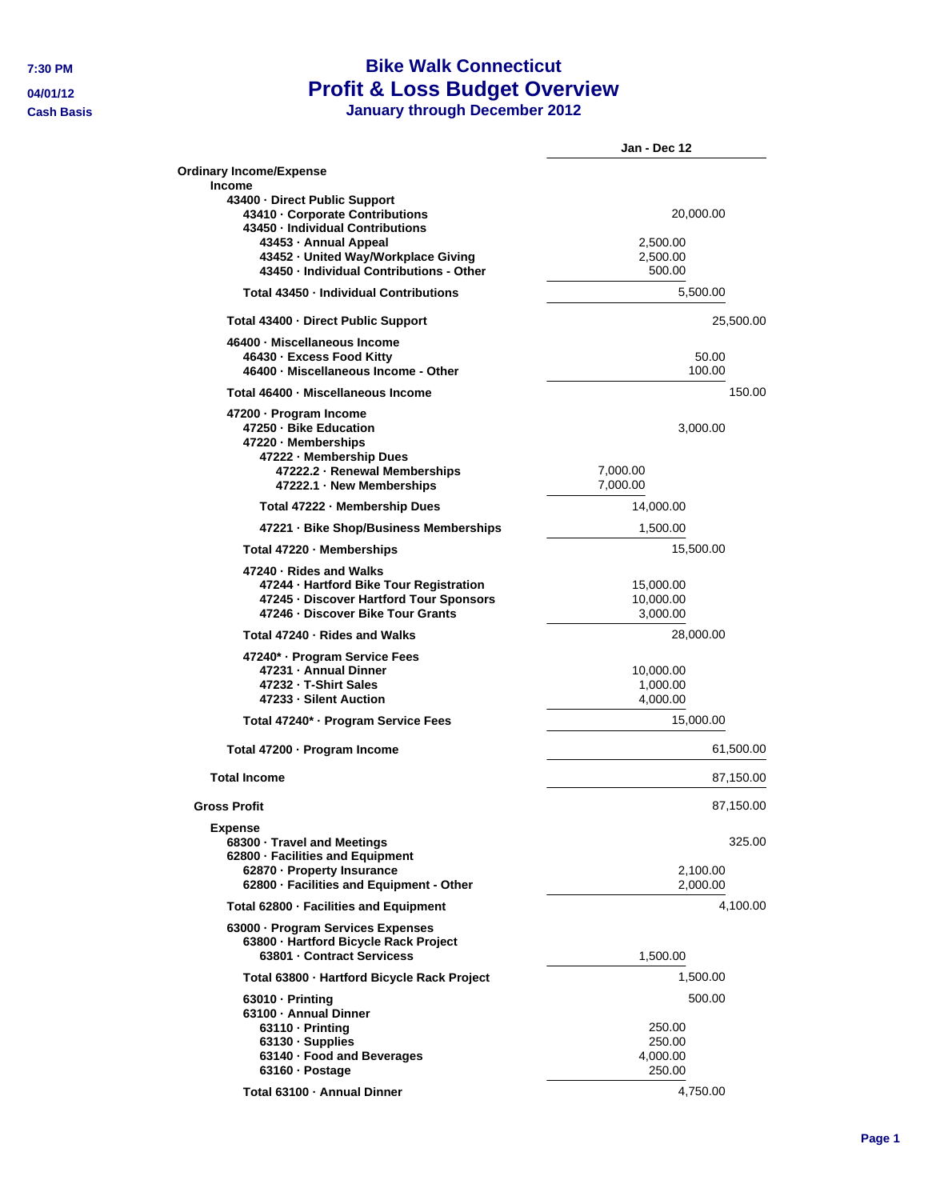7:30 PM
04/01/12
Cash Basis

# Bike Walk Connecticut
## Profit & Loss Budget Overview
### January through December 2012

| | Jan - Dec 12 |
|---|---|
| **Ordinary Income/Expense** | |
| **Income** | |
| **43400 · Direct Public Support** | |
| **43410 · Corporate Contributions** | 20,000.00 |
| **43450 · Individual Contributions** | |
| **43453 · Annual Appeal** | 2,500.00 |
| **43452 · United Way/Workplace Giving** | 2,500.00 |
| **43450 · Individual Contributions - Other** | 500.00 |
| **Total 43450 · Individual Contributions** | 5,500.00 |
| **Total 43400 · Direct Public Support** | 25,500.00 |
| **46400 · Miscellaneous Income** | |
| **46430 · Excess Food Kitty** | 50.00 |
| **46400 · Miscellaneous Income - Other** | 100.00 |
| **Total 46400 · Miscellaneous Income** | 150.00 |
| **47200 · Program Income** | |
| **47250 · Bike Education** | 3,000.00 |
| **47220 · Memberships** | |
| **47222 · Membership Dues** | |
| **47222.2 · Renewal Memberships** | 7,000.00 |
| **47222.1 · New Memberships** | 7,000.00 |
| **Total 47222 · Membership Dues** | 14,000.00 |
| **47221 · Bike Shop/Business Memberships** | 1,500.00 |
| **Total 47220 · Memberships** | 15,500.00 |
| **47240 · Rides and Walks** | |
| **47244 · Hartford Bike Tour Registration** | 15,000.00 |
| **47245 · Discover Hartford Tour Sponsors** | 10,000.00 |
| **47246 · Discover Bike Tour Grants** | 3,000.00 |
| **Total 47240 · Rides and Walks** | 28,000.00 |
| **47240* · Program Service Fees** | |
| **47231 · Annual Dinner** | 10,000.00 |
| **47232 · T-Shirt Sales** | 1,000.00 |
| **47233 · Silent Auction** | 4,000.00 |
| **Total 47240* · Program Service Fees** | 15,000.00 |
| **Total 47200 · Program Income** | 61,500.00 |
| **Total Income** | 87,150.00 |
| **Gross Profit** | 87,150.00 |
| **Expense** | |
| **68300 · Travel and Meetings** | 325.00 |
| **62800 · Facilities and Equipment** | |
| **62870 · Property Insurance** | 2,100.00 |
| **62800 · Facilities and Equipment - Other** | 2,000.00 |
| **Total 62800 · Facilities and Equipment** | 4,100.00 |
| **63000 · Program Services Expenses** | |
| **63800 · Hartford Bicycle Rack Project** | |
| **63801 · Contract Servicess** | 1,500.00 |
| **Total 63800 · Hartford Bicycle Rack Project** | 1,500.00 |
| **63010 · Printing** | 500.00 |
| **63100 · Annual Dinner** | |
| **63110 · Printing** | 250.00 |
| **63130 · Supplies** | 250.00 |
| **63140 · Food and Beverages** | 4,000.00 |
| **63160 · Postage** | 250.00 |
| **Total 63100 · Annual Dinner** | 4,750.00 |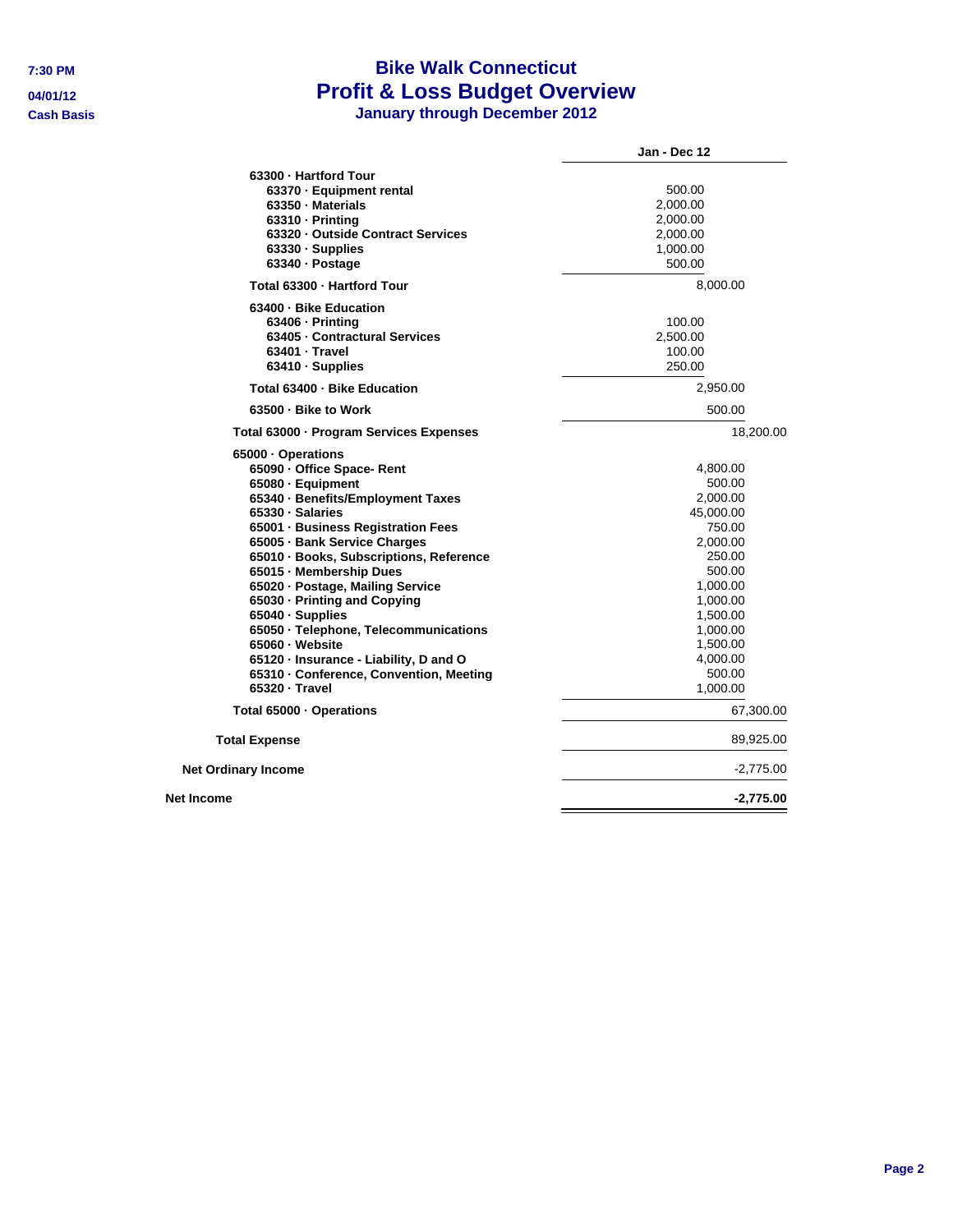# Bike Walk Connecticut
## Profit & Loss Budget Overview
### January through December 2012

7:30 PM
04/01/12
Cash Basis

| | Jan - Dec 12 |
|---|---|
| 63300 · Hartford Tour | |
| 63370 · Equipment rental | 500.00 |
| 63350 · Materials | 2,000.00 |
| 63310 · Printing | 2,000.00 |
| 63320 · Outside Contract Services | 2,000.00 |
| 63330 · Supplies | 1,000.00 |
| 63340 · Postage | 500.00 |
| Total 63300 · Hartford Tour | 8,000.00 |
| 63400 · Bike Education | |
| 63406 · Printing | 100.00 |
| 63405 · Contractural Services | 2,500.00 |
| 63401 · Travel | 100.00 |
| 63410 · Supplies | 250.00 |
| Total 63400 · Bike Education | 2,950.00 |
| 63500 · Bike to Work | 500.00 |
| Total 63000 · Program Services Expenses | 18,200.00 |
| 65000 · Operations | |
| 65090 · Office Space- Rent | 4,800.00 |
| 65080 · Equipment | 500.00 |
| 65340 · Benefits/Employment Taxes | 2,000.00 |
| 65330 · Salaries | 45,000.00 |
| 65001 · Business Registration Fees | 750.00 |
| 65005 · Bank Service Charges | 2,000.00 |
| 65010 · Books, Subscriptions, Reference | 250.00 |
| 65015 · Membership Dues | 500.00 |
| 65020 · Postage, Mailing Service | 1,000.00 |
| 65030 · Printing and Copying | 1,000.00 |
| 65040 · Supplies | 1,500.00 |
| 65050 · Telephone, Telecommunications | 1,000.00 |
| 65060 · Website | 1,500.00 |
| 65120 · Insurance - Liability, D and O | 4,000.00 |
| 65310 · Conference, Convention, Meeting | 500.00 |
| 65320 · Travel | 1,000.00 |
| Total 65000 · Operations | 67,300.00 |
| Total Expense | 89,925.00 |
| Net Ordinary Income | -2,775.00 |
| **Net Income** | **-2,775.00** |